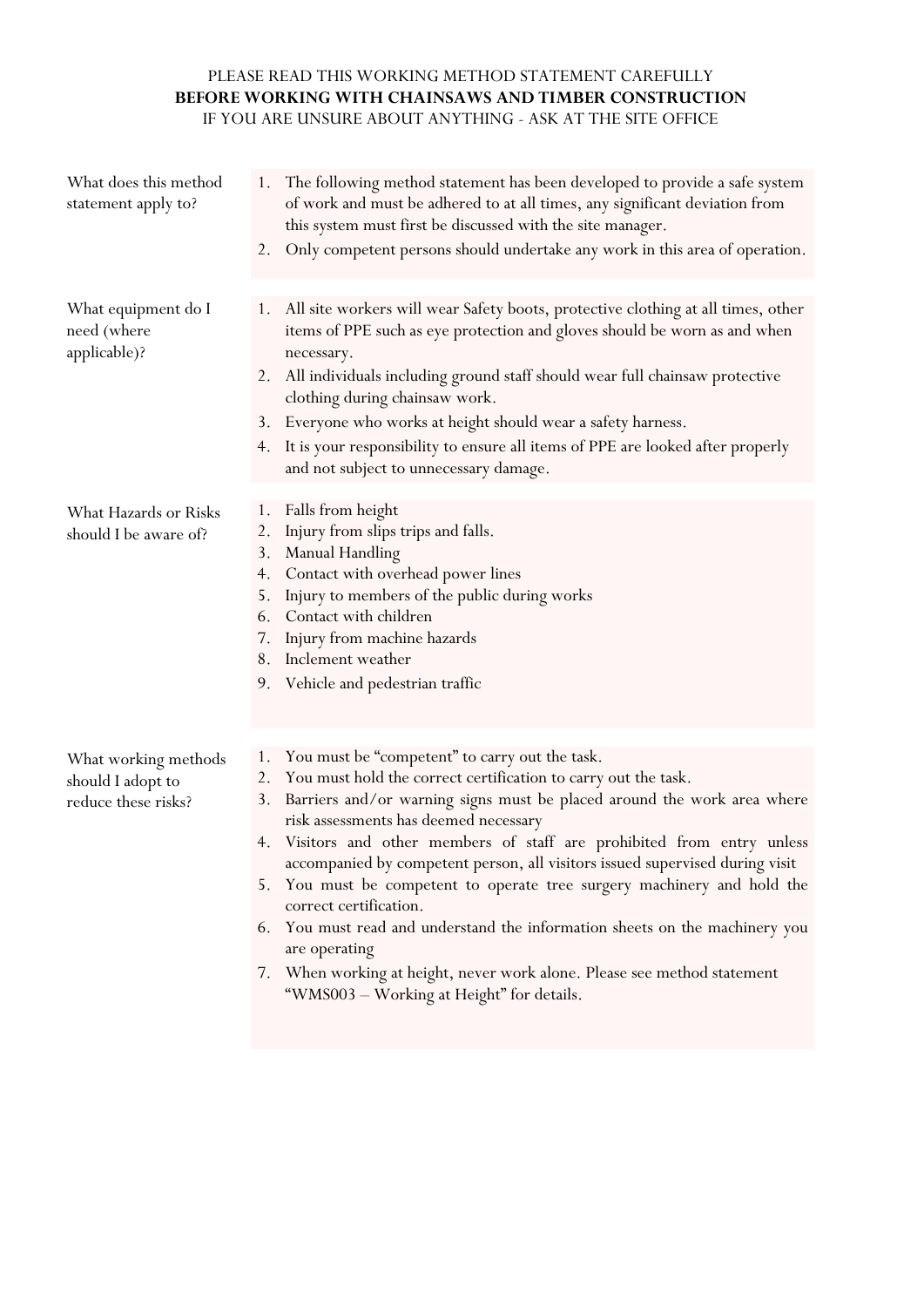PLEASE READ THIS WORKING METHOD STATEMENT CAREFULLY

**BEFORE WORKING WITH CHAINSAWS AND TIMBER CONSTRUCTION**

IF YOU ARE UNSURE ABOUT ANYTHING - ASK AT THE SITE OFFICE

| | |
|---|---|
| What does this method statement apply to? | 1. The following method statement has been developed to provide a safe system of work and must be adhered to at all times, any significant deviation from this system must first be discussed with the site manager.<br>2. Only competent persons should undertake any work in this area of operation. |
| What equipment do I need (where applicable)? | 1. All site workers will wear Safety boots, protective clothing at all times, other items of PPE such as eye protection and gloves should be worn as and when necessary.<br>2. All individuals including ground staff should wear full chainsaw protective clothing during chainsaw work.<br>3. Everyone who works at height should wear a safety harness.<br>4. It is your responsibility to ensure all items of PPE are looked after properly and not subject to unnecessary damage. |
| What Hazards or Risks should I be aware of? | 1. Falls from height<br>2. Injury from slips trips and falls.<br>3. Manual Handling<br>4. Contact with overhead power lines<br>5. Injury to members of the public during works<br>6. Contact with children<br>7. Injury from machine hazards<br>8. Inclement weather<br>9. Vehicle and pedestrian traffic |
| What working methods should I adopt to reduce these risks? | 1. You must be "competent" to carry out the task.<br>2. You must hold the correct certification to carry out the task.<br>3. Barriers and/or warning signs must be placed around the work area where risk assessments has deemed necessary<br>4. Visitors and other members of staff are prohibited from entry unless accompanied by competent person, all visitors issued supervised during visit<br>5. You must be competent to operate tree surgery machinery and hold the correct certification.<br>6. You must read and understand the information sheets on the machinery you are operating<br>7. When working at height, never work alone. Please see method statement "WMS003 – Working at Height" for details. |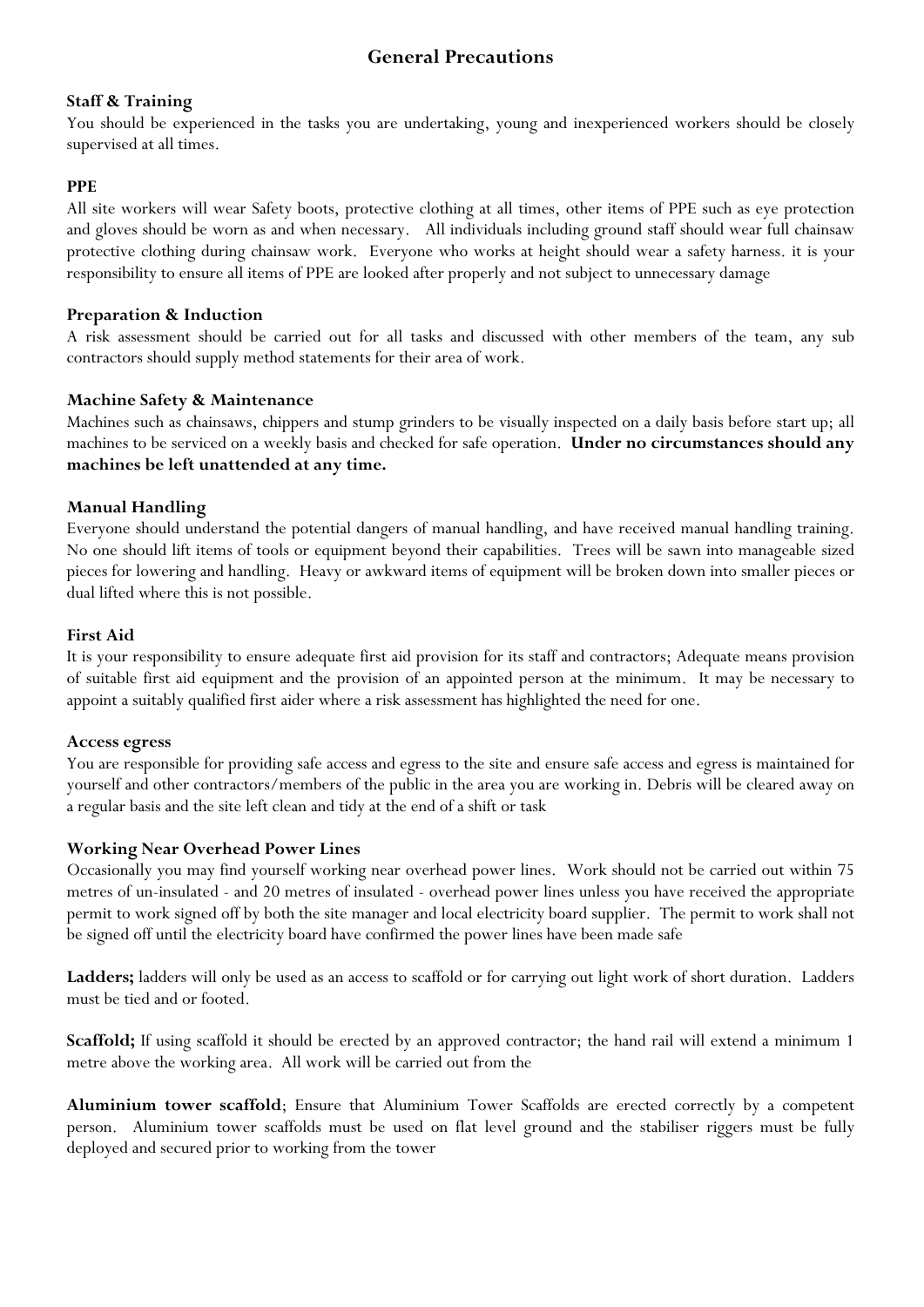## General Precautions

### Staff & Training

You should be experienced in the tasks you are undertaking, young and inexperienced workers should be closely supervised at all times.

### PPE

All site workers will wear Safety boots, protective clothing at all times, other items of PPE such as eye protection and gloves should be worn as and when necessary. All individuals including ground staff should wear full chainsaw protective clothing during chainsaw work. Everyone who works at height should wear a safety harness. it is your responsibility to ensure all items of PPE are looked after properly and not subject to unnecessary damage

### Preparation & Induction

A risk assessment should be carried out for all tasks and discussed with other members of the team, any sub contractors should supply method statements for their area of work.

### Machine Safety & Maintenance

Machines such as chainsaws, chippers and stump grinders to be visually inspected on a daily basis before start up; all machines to be serviced on a weekly basis and checked for safe operation. **Under no circumstances should any machines be left unattended at any time.**

### Manual Handling

Everyone should understand the potential dangers of manual handling, and have received manual handling training. No one should lift items of tools or equipment beyond their capabilities. Trees will be sawn into manageable sized pieces for lowering and handling. Heavy or awkward items of equipment will be broken down into smaller pieces or dual lifted where this is not possible.

### First Aid

It is your responsibility to ensure adequate first aid provision for its staff and contractors; Adequate means provision of suitable first aid equipment and the provision of an appointed person at the minimum. It may be necessary to appoint a suitably qualified first aider where a risk assessment has highlighted the need for one.

### Access egress

You are responsible for providing safe access and egress to the site and ensure safe access and egress is maintained for yourself and other contractors/members of the public in the area you are working in. Debris will be cleared away on a regular basis and the site left clean and tidy at the end of a shift or task

### Working Near Overhead Power Lines

Occasionally you may find yourself working near overhead power lines. Work should not be carried out within 75 metres of un-insulated - and 20 metres of insulated - overhead power lines unless you have received the appropriate permit to work signed off by both the site manager and local electricity board supplier. The permit to work shall not be signed off until the electricity board have confirmed the power lines have been made safe

**Ladders;** ladders will only be used as an access to scaffold or for carrying out light work of short duration. Ladders must be tied and or footed.

**Scaffold;** If using scaffold it should be erected by an approved contractor; the hand rail will extend a minimum 1 metre above the working area. All work will be carried out from the

**Aluminium tower scaffold**; Ensure that Aluminium Tower Scaffolds are erected correctly by a competent person. Aluminium tower scaffolds must be used on flat level ground and the stabiliser riggers must be fully deployed and secured prior to working from the tower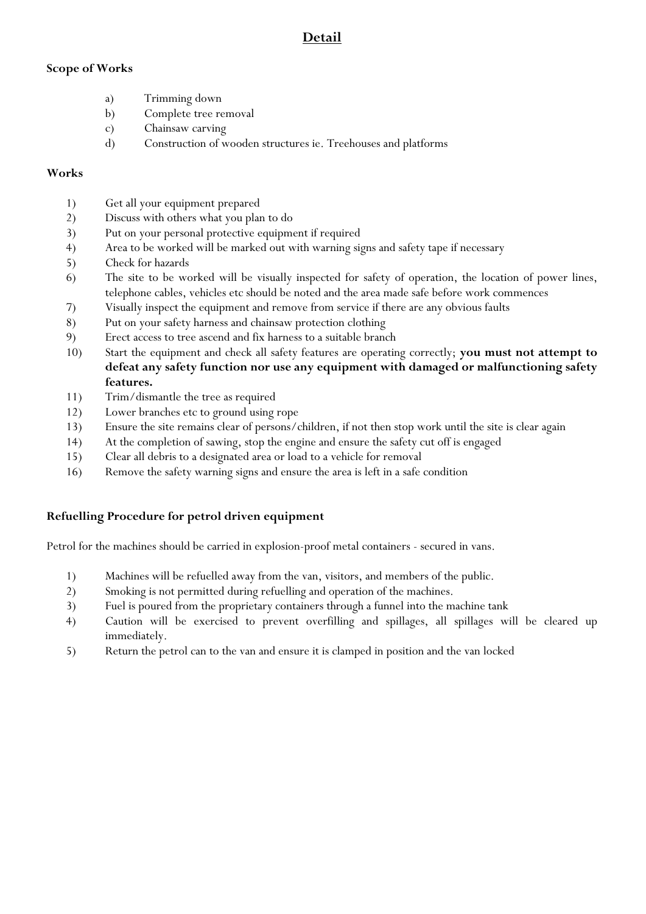## Detail

### Scope of Works

a) Trimming down
b) Complete tree removal
c) Chainsaw carving
d) Construction of wooden structures ie. Treehouses and platforms

### Works

1) Get all your equipment prepared
2) Discuss with others what you plan to do
3) Put on your personal protective equipment if required
4) Area to be worked will be marked out with warning signs and safety tape if necessary
5) Check for hazards
6) The site to be worked will be visually inspected for safety of operation, the location of power lines, telephone cables, vehicles etc should be noted and the area made safe before work commences
7) Visually inspect the equipment and remove from service if there are any obvious faults
8) Put on your safety harness and chainsaw protection clothing
9) Erect access to tree ascend and fix harness to a suitable branch
10) Start the equipment and check all safety features are operating correctly; **you must not attempt to defeat any safety function nor use any equipment with damaged or malfunctioning safety features.**
11) Trim/dismantle the tree as required
12) Lower branches etc to ground using rope
13) Ensure the site remains clear of persons/children, if not then stop work until the site is clear again
14) At the completion of sawing, stop the engine and ensure the safety cut off is engaged
15) Clear all debris to a designated area or load to a vehicle for removal
16) Remove the safety warning signs and ensure the area is left in a safe condition

### Refuelling Procedure for petrol driven equipment

Petrol for the machines should be carried in explosion-proof metal containers - secured in vans.

1) Machines will be refuelled away from the van, visitors, and members of the public.
2) Smoking is not permitted during refuelling and operation of the machines.
3) Fuel is poured from the proprietary containers through a funnel into the machine tank
4) Caution will be exercised to prevent overfilling and spillages, all spillages will be cleared up immediately.
5) Return the petrol can to the van and ensure it is clamped in position and the van locked